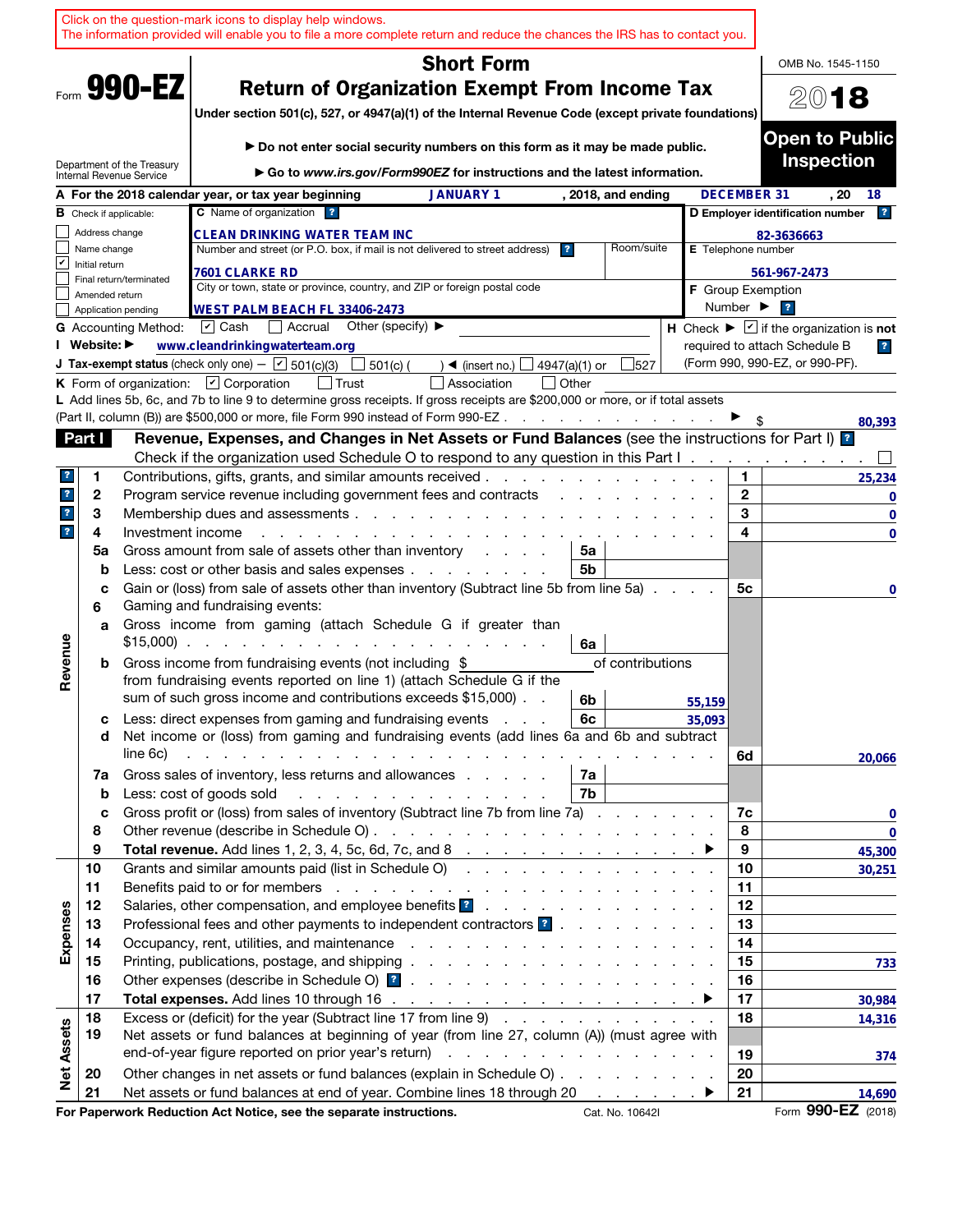Click on the question-mark icons to display help windows.
The information provided will enable you to file a more complete return and reduce the chances the IRS has to contact you.

Form **990-EZ**

# Short Form
# Return of Organization Exempt From Income Tax

**Under section 501(c), 527, or 4947(a)(1) of the Internal Revenue Code (except private foundations)**

▶ **Do not enter social security numbers on this form as it may be made public.**

▶ **Go to *www.irs.gov/Form990EZ* for instructions and the latest information.**

Department of the Treasury
Internal Revenue Service

OMB No. 1545-1150

**2018**

**Open to Public Inspection**

**A** For the 2018 calendar year, or tax year beginning JANUARY 1, 2018, and ending DECEMBER 31, 20 18

**B** Check if applicable:
- ☐ Address change
- ☐ Name change
- ☑ Initial return
- ☐ Final return/terminated
- ☐ Amended return
- ☐ Application pending

**C** Name of organization: CLEAN DRINKING WATER TEAM INC

Number and street (or P.O. box, if mail is not delivered to street address): 7601 CLARKE RD | Room/suite:

City or town, state or province, country, and ZIP or foreign postal code: WEST PALM BEACH FL 33406-2473

**D Employer identification number:** 82-3636663

**E** Telephone number: 561-967-2473

**F** Group Exemption Number ▶

**G** Accounting Method: ☑ Cash ☐ Accrual Other (specify) ▶

**I Website:** ▶ www.cleandrinkingwaterteam.org

**J Tax-exempt status** (check only one) — ☑ 501(c)(3) ☐ 501(c) ( ) ◀ (insert no.) ☐ 4947(a)(1) or ☐ 527

**H** Check ▶ ☑ if the organization is **not** required to attach Schedule B (Form 990, 990-EZ, or 990-PF).

**K** Form of organization: ☑ Corporation ☐ Trust ☐ Association ☐ Other

**L** Add lines 5b, 6c, and 7b to line 9 to determine gross receipts. If gross receipts are $200,000 or more, or if total assets (Part II, column (B)) are $500,000 or more, file Form 990 instead of Form 990-EZ ▶ $ 80,393

## Part I — Revenue, Expenses, and Changes in Net Assets or Fund Balances (see the instructions for Part I)

Check if the organization used Schedule O to respond to any question in this Part I ☐

| Section | Line | Description | Sub-line | Sub-amount | Line | Amount |
|---|---|---|---|---|---|---|
| Revenue | 1 | Contributions, gifts, grants, and similar amounts received | | | 1 | 25,234 |
| | 2 | Program service revenue including government fees and contracts | | | 2 | 0 |
| | 3 | Membership dues and assessments | | | 3 | 0 |
| | 4 | Investment income | | | 4 | 0 |
| | 5a | Gross amount from sale of assets other than inventory | 5a | | | |
| | b | Less: cost or other basis and sales expenses | 5b | | | |
| | c | Gain or (loss) from sale of assets other than inventory (Subtract line 5b from line 5a) | | | 5c | 0 |
| | 6 | Gaming and fundraising events: | | | | |
| | a | Gross income from gaming (attach Schedule G if greater than $15,000) | 6a | | | |
| | b | Gross income from fundraising events (not including $ of contributions from fundraising events reported on line 1) (attach Schedule G if the sum of such gross income and contributions exceeds $15,000) | 6b | 55,159 | | |
| | c | Less: direct expenses from gaming and fundraising events | 6c | 35,093 | | |
| | d | Net income or (loss) from gaming and fundraising events (add lines 6a and 6b and subtract line 6c) | | | 6d | 20,066 |
| | 7a | Gross sales of inventory, less returns and allowances | 7a | | | |
| | b | Less: cost of goods sold | 7b | | | |
| | c | Gross profit or (loss) from sales of inventory (Subtract line 7b from line 7a) | | | 7c | 0 |
| | 8 | Other revenue (describe in Schedule O) | | | 8 | 0 |
| | 9 | **Total revenue.** Add lines 1, 2, 3, 4, 5c, 6d, 7c, and 8 ▶ | | | 9 | 45,300 |
| Expenses | 10 | Grants and similar amounts paid (list in Schedule O) | | | 10 | 30,251 |
| | 11 | Benefits paid to or for members | | | 11 | |
| | 12 | Salaries, other compensation, and employee benefits | | | 12 | |
| | 13 | Professional fees and other payments to independent contractors | | | 13 | |
| | 14 | Occupancy, rent, utilities, and maintenance | | | 14 | |
| | 15 | Printing, publications, postage, and shipping | | | 15 | 733 |
| | 16 | Other expenses (describe in Schedule O) | | | 16 | |
| | 17 | **Total expenses.** Add lines 10 through 16 ▶ | | | 17 | 30,984 |
| Net Assets | 18 | Excess or (deficit) for the year (Subtract line 17 from line 9) | | | 18 | 14,316 |
| | 19 | Net assets or fund balances at beginning of year (from line 27, column (A)) (must agree with end-of-year figure reported on prior year's return) | | | 19 | 374 |
| | 20 | Other changes in net assets or fund balances (explain in Schedule O) | | | 20 | |
| | 21 | Net assets or fund balances at end of year. Combine lines 18 through 20 ▶ | | | 21 | 14,690 |

**For Paperwork Reduction Act Notice, see the separate instructions.** Cat. No. 10642I Form **990-EZ** (2018)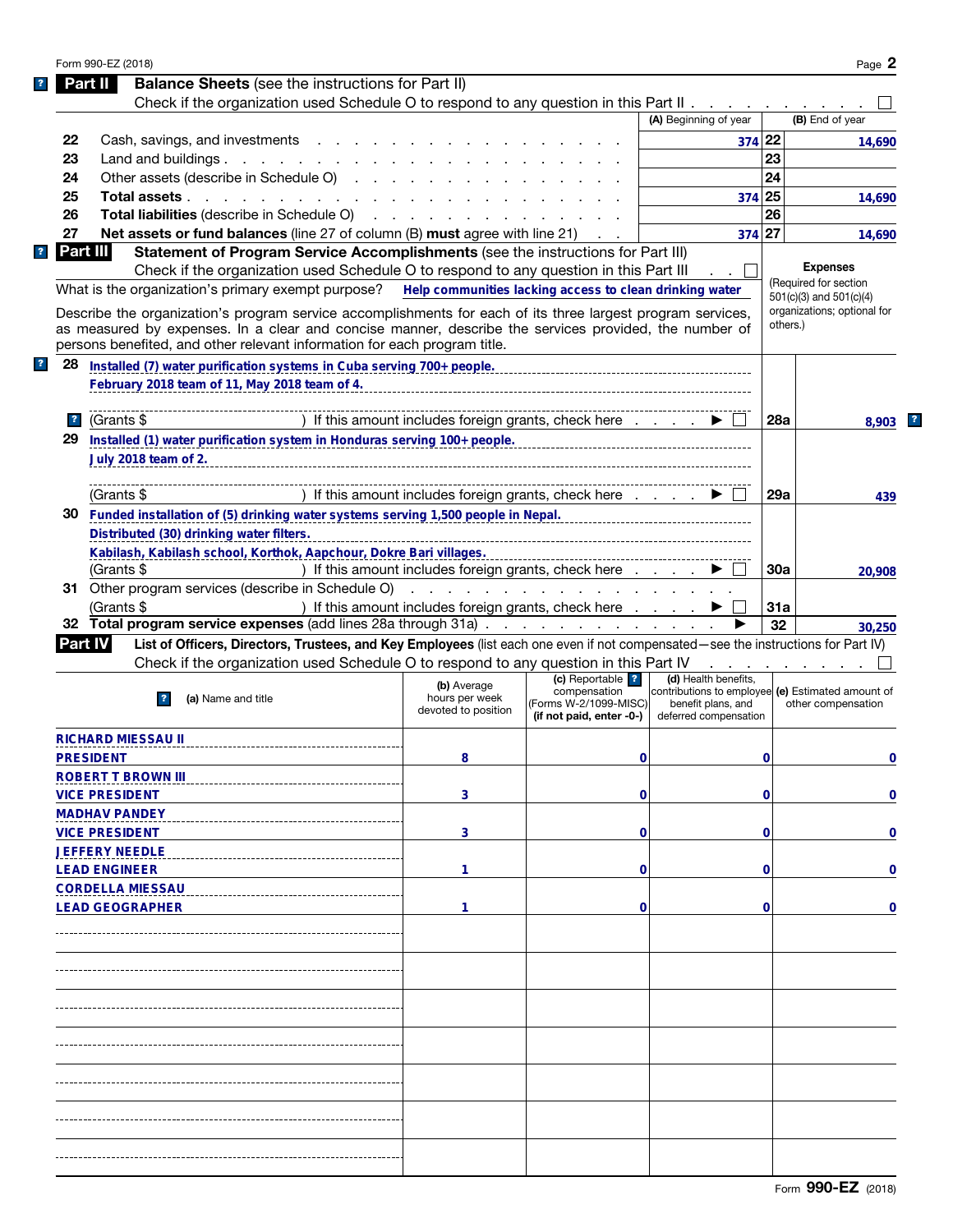Form 990-EZ (2018)

## Part II Balance Sheets (see the instructions for Part II)

Check if the organization used Schedule O to respond to any question in this Part II . . . . . . . . ☐

| | | (A) Beginning of year | | (B) End of year |
|---|---|---|---|---|
| 22 | Cash, savings, and investments | 374 | 22 | 14,690 |
| 23 | Land and buildings | | 23 | |
| 24 | Other assets (describe in Schedule O) | | 24 | |
| 25 | **Total assets** | 374 | 25 | 14,690 |
| 26 | **Total liabilities** (describe in Schedule O) | | 26 | |
| 27 | **Net assets or fund balances** (line 27 of column (B) **must** agree with line 21) | 374 | 27 | 14,690 |

## Part III Statement of Program Service Accomplishments (see the instructions for Part III)

Check if the organization used Schedule O to respond to any question in this Part III . . ☐

What is the organization's primary exempt purpose? Help communities lacking access to clean drinking water

Describe the organization's program service accomplishments for each of its three largest program services, as measured by expenses. In a clear and concise manner, describe the services provided, the number of persons benefited, and other relevant information for each program title.

**Expenses** (Required for section 501(c)(3) and 501(c)(4) organizations; optional for others.)

| | Description | | Expenses |
|---|---|---|---|
| 28 | Installed (7) water purification systems in Cuba serving 700+ people. February 2018 team of 11, May 2018 team of 4. (Grants $ ) If this amount includes foreign grants, check here . . . . ▶ ☐ | 28a | 8,903 |
| 29 | Installed (1) water purification system in Honduras serving 100+ people. July 2018 team of 2. (Grants $ ) If this amount includes foreign grants, check here . . . . ▶ ☐ | 29a | 439 |
| 30 | Funded installation of (5) drinking water systems serving 1,500 people in Nepal. Distributed (30) drinking water filters. Kabilash, Kabilash school, Korthok, Aapchour, Dokre Bari villages. (Grants $ ) If this amount includes foreign grants, check here . . . . ▶ ☐ | 30a | 20,908 |
| 31 | Other program services (describe in Schedule O) (Grants $ ) If this amount includes foreign grants, check here . . . . ▶ ☐ | 31a | |
| 32 | **Total program service expenses** (add lines 28a through 31a) . . . ▶ | 32 | 30,250 |

## Part IV List of Officers, Directors, Trustees, and Key Employees (list each one even if not compensated—see the instructions for Part IV)

Check if the organization used Schedule O to respond to any question in this Part IV . . . . . . . . ☐

| (a) Name and title | (b) Average hours per week devoted to position | (c) Reportable compensation (Forms W-2/1099-MISC) (if not paid, enter -0-) | (d) Health benefits, contributions to employee benefit plans, and deferred compensation | (e) Estimated amount of other compensation |
|---|---|---|---|---|
| RICHARD MIESSAU II<br>PRESIDENT | 8 | 0 | 0 | 0 |
| ROBERT T BROWN III<br>VICE PRESIDENT | 3 | 0 | 0 | 0 |
| MADHAV PANDEY<br>VICE PRESIDENT | 3 | 0 | 0 | 0 |
| JEFFERY NEEDLE<br>LEAD ENGINEER | 1 | 0 | 0 | 0 |
| CORDELLA MIESSAU<br>LEAD GEOGRAPHER | 1 | 0 | 0 | 0 |

Form **990-EZ** (2018)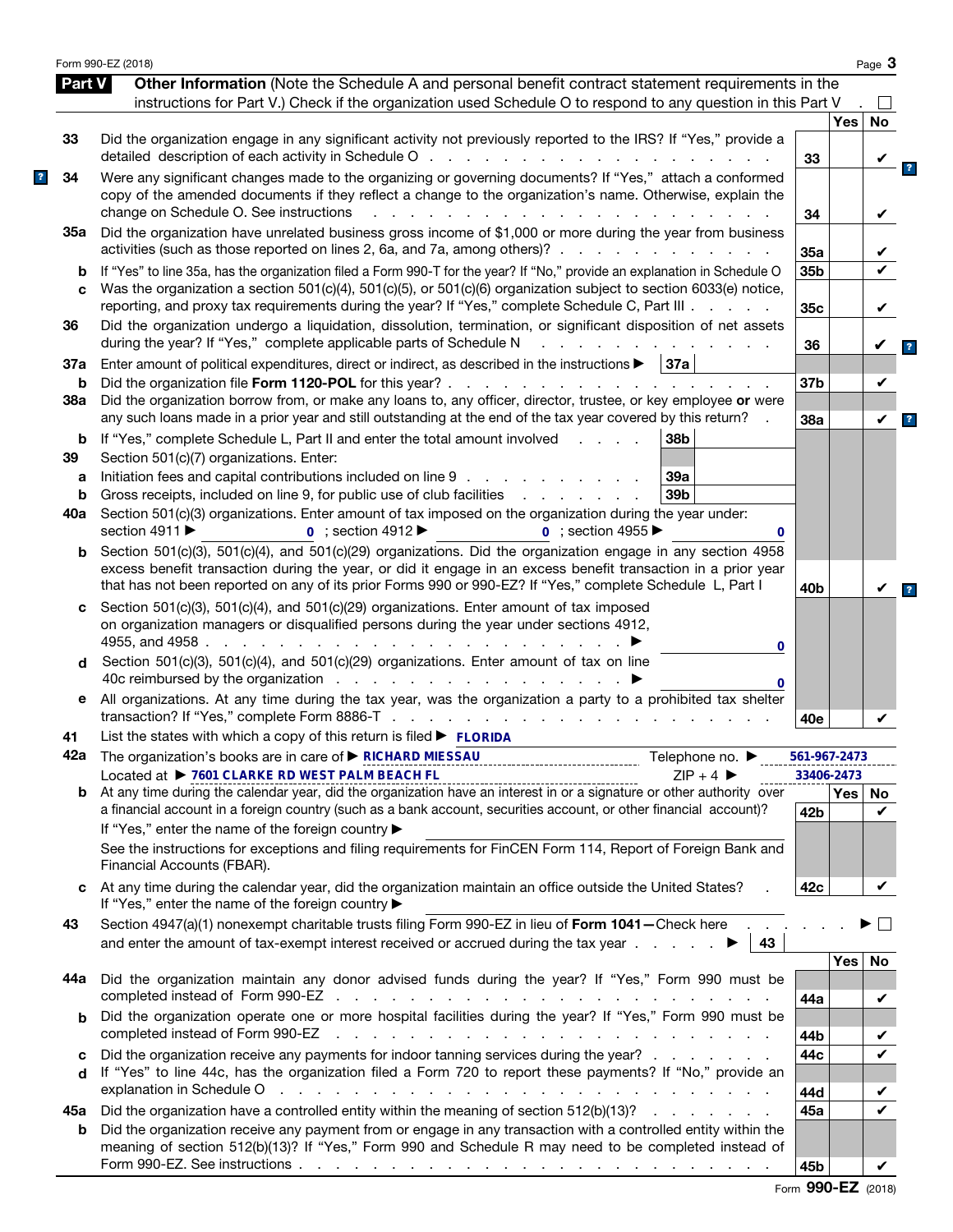Form 990-EZ (2018)

## Part V Other Information

(Note the Schedule A and personal benefit contract statement requirements in the instructions for Part V.) Check if the organization used Schedule O to respond to any question in this Part V . ☐

| Line | Question | | Yes | No |
|---|---|---|---|---|
| 33 | Did the organization engage in any significant activity not previously reported to the IRS? If "Yes," provide a detailed description of each activity in Schedule O | 33 | | ✔ |
| 34 | Were any significant changes made to the organizing or governing documents? If "Yes," attach a conformed copy of the amended documents if they reflect a change to the organization's name. Otherwise, explain the change on Schedule O. See instructions | 34 | | ✔ |
| 35a | Did the organization have unrelated business gross income of $1,000 or more during the year from business activities (such as those reported on lines 2, 6a, and 7a, among others)? | 35a | | ✔ |
| b | If "Yes" to line 35a, has the organization filed a Form 990-T for the year? If "No," provide an explanation in Schedule O | 35b | | ✔ |
| c | Was the organization a section 501(c)(4), 501(c)(5), or 501(c)(6) organization subject to section 6033(e) notice, reporting, and proxy tax requirements during the year? If "Yes," complete Schedule C, Part III | 35c | | ✔ |
| 36 | Did the organization undergo a liquidation, dissolution, termination, or significant disposition of net assets during the year? If "Yes," complete applicable parts of Schedule N | 36 | | ✔ |
| 37a | Enter amount of political expenditures, direct or indirect, as described in the instructions ▶ 37a | | | |
| b | Did the organization file **Form 1120-POL** for this year? | 37b | | ✔ |
| 38a | Did the organization borrow from, or make any loans to, any officer, director, trustee, or key employee **or** were any such loans made in a prior year and still outstanding at the end of the tax year covered by this return? | 38a | | ✔ |
| b | If "Yes," complete Schedule L, Part II and enter the total amount involved ▶ 38b | | | |
| 39 | Section 501(c)(7) organizations. Enter: | | | |
| a | Initiation fees and capital contributions included on line 9 ▶ 39a | | | |
| b | Gross receipts, included on line 9, for public use of club facilities ▶ 39b | | | |
| 40a | Section 501(c)(3) organizations. Enter amount of tax imposed on the organization during the year under: section 4911 ▶ 0 ; section 4912 ▶ 0 ; section 4955 ▶ 0 | | | |
| b | Section 501(c)(3), 501(c)(4), and 501(c)(29) organizations. Did the organization engage in any section 4958 excess benefit transaction during the year, or did it engage in an excess benefit transaction in a prior year that has not been reported on any of its prior Forms 990 or 990-EZ? If "Yes," complete Schedule L, Part I | 40b | | ✔ |
| c | Section 501(c)(3), 501(c)(4), and 501(c)(29) organizations. Enter amount of tax imposed on organization managers or disqualified persons during the year under sections 4912, 4955, and 4958 ▶ 0 | | | |
| d | Section 501(c)(3), 501(c)(4), and 501(c)(29) organizations. Enter amount of tax on line 40c reimbursed by the organization ▶ 0 | | | |
| e | All organizations. At any time during the tax year, was the organization a party to a prohibited tax shelter transaction? If "Yes," complete Form 8886-T | 40e | | ✔ |

41 List the states with which a copy of this return is filed ▶ **FLORIDA**

42a The organization's books are in care of ▶ **RICHARD MIESSAU** Telephone no. ▶ **561-967-2473**

Located at ▶ **7601 CLARKE RD WEST PALM BEACH FL** ZIP + 4 ▶ **33406-2473**

| Line | Question | | Yes | No |
|---|---|---|---|---|
| b | At any time during the calendar year, did the organization have an interest in or a signature or other authority over a financial account in a foreign country (such as a bank account, securities account, or other financial account)? If "Yes," enter the name of the foreign country ▶ See the instructions for exceptions and filing requirements for FinCEN Form 114, Report of Foreign Bank and Financial Accounts (FBAR). | 42b | | ✔ |
| c | At any time during the calendar year, did the organization maintain an office outside the United States? If "Yes," enter the name of the foreign country ▶ | 42c | | ✔ |

43 Section 4947(a)(1) nonexempt charitable trusts filing Form 990-EZ in lieu of **Form 1041**—Check here ▶ ☐ and enter the amount of tax-exempt interest received or accrued during the tax year ▶ 43

| Line | Question | | Yes | No |
|---|---|---|---|---|
| 44a | Did the organization maintain any donor advised funds during the year? If "Yes," Form 990 must be completed instead of Form 990-EZ | 44a | | ✔ |
| b | Did the organization operate one or more hospital facilities during the year? If "Yes," Form 990 must be completed instead of Form 990-EZ | 44b | | ✔ |
| c | Did the organization receive any payments for indoor tanning services during the year? | 44c | | ✔ |
| d | If "Yes" to line 44c, has the organization filed a Form 720 to report these payments? If "No," provide an explanation in Schedule O | 44d | | ✔ |
| 45a | Did the organization have a controlled entity within the meaning of section 512(b)(13)? | 45a | | ✔ |
| b | Did the organization receive any payment from or engage in any transaction with a controlled entity within the meaning of section 512(b)(13)? If "Yes," Form 990 and Schedule R may need to be completed instead of Form 990-EZ. See instructions | 45b | | ✔ |

Form **990-EZ** (2018)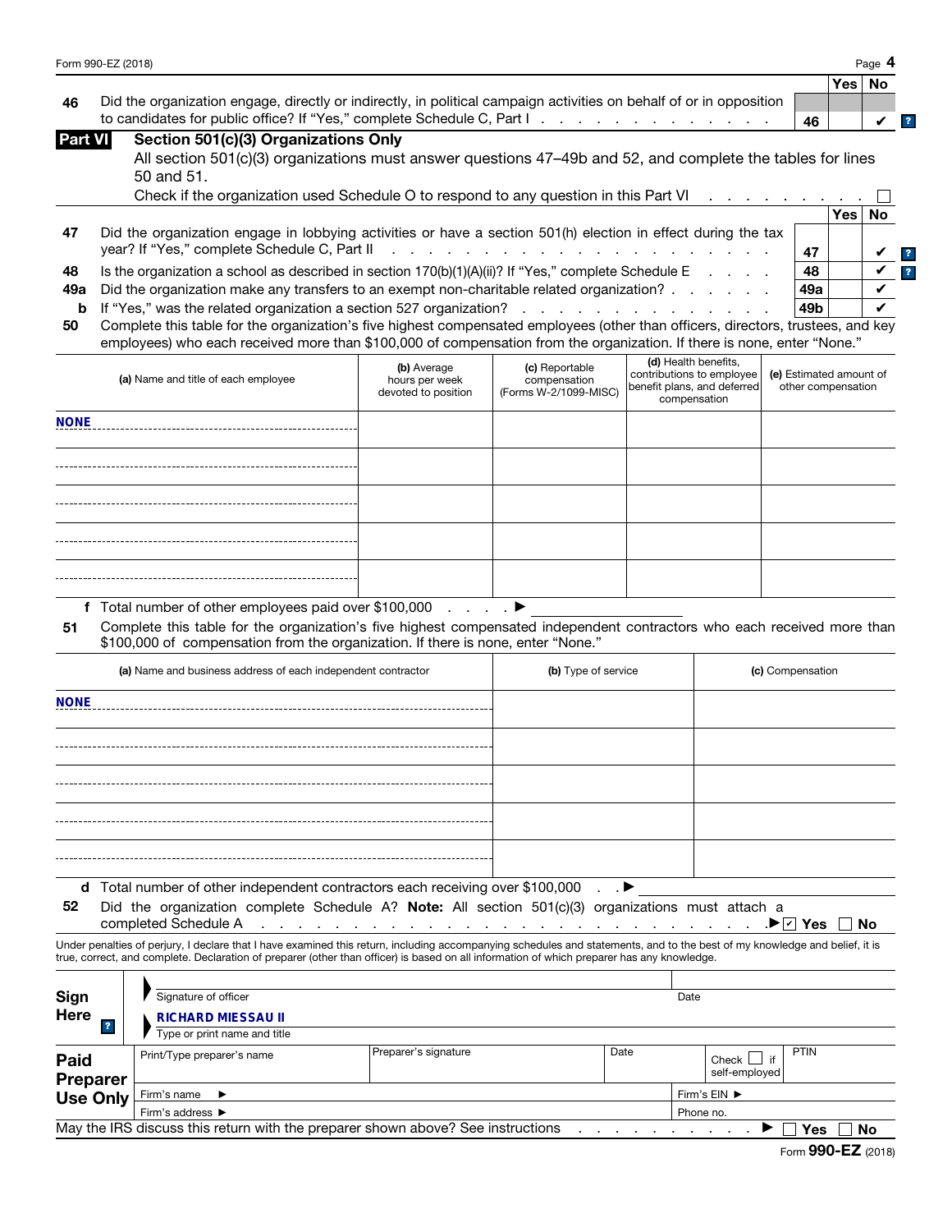Form 990-EZ (2018)

| | | | Yes | No |
|---|---|---|---|---|
| 46 | Did the organization engage, directly or indirectly, in political campaign activities on behalf of or in opposition to candidates for public office? If "Yes," complete Schedule C, Part I | 46 | | ✔ |

## Part VI Section 501(c)(3) Organizations Only

All section 501(c)(3) organizations must answer questions 47–49b and 52, and complete the tables for lines 50 and 51.

Check if the organization used Schedule O to respond to any question in this Part VI ☐

| | | | Yes | No |
|---|---|---|---|---|
| 47 | Did the organization engage in lobbying activities or have a section 501(h) election in effect during the tax year? If "Yes," complete Schedule C, Part II | 47 | | ✔ |
| 48 | Is the organization a school as described in section 170(b)(1)(A)(ii)? If "Yes," complete Schedule E | 48 | | ✔ |
| 49a | Did the organization make any transfers to an exempt non-charitable related organization? | 49a | | ✔ |
| b | If "Yes," was the related organization a section 527 organization? | 49b | | ✔ |

**50** Complete this table for the organization's five highest compensated employees (other than officers, directors, trustees, and key employees) who each received more than $100,000 of compensation from the organization. If there is none, enter "None."

| (a) Name and title of each employee | (b) Average hours per week devoted to position | (c) Reportable compensation (Forms W-2/1099-MISC) | (d) Health benefits, contributions to employee benefit plans, and deferred compensation | (e) Estimated amount of other compensation |
|---|---|---|---|---|
| NONE | | | | |
| | | | | |
| | | | | |
| | | | | |
| | | | | |

**f** Total number of other employees paid over $100,000 ▶

**51** Complete this table for the organization's five highest compensated independent contractors who each received more than $100,000 of compensation from the organization. If there is none, enter "None."

| (a) Name and business address of each independent contractor | (b) Type of service | (c) Compensation |
|---|---|---|
| NONE | | |
| | | |
| | | |
| | | |
| | | |

**d** Total number of other independent contractors each receiving over $100,000 ▶

**52** Did the organization complete Schedule A? **Note:** All section 501(c)(3) organizations must attach a completed Schedule A ▶ ☑ Yes ☐ No

Under penalties of perjury, I declare that I have examined this return, including accompanying schedules and statements, and to the best of my knowledge and belief, it is true, correct, and complete. Declaration of preparer (other than officer) is based on all information of which preparer has any knowledge.

**Sign Here**

Signature of officer | Date

RICHARD MIESSAU II

Type or print name and title

**Paid Preparer Use Only**

| Print/Type preparer's name | Preparer's signature | Date | Check ☐ if self-employed | PTIN |
|---|---|---|---|---|
| | | | | |

Firm's name ▶ | Firm's EIN ▶

Firm's address ▶ | Phone no.

May the IRS discuss this return with the preparer shown above? See instructions ▶ ☐ Yes ☐ No

Form **990-EZ** (2018)